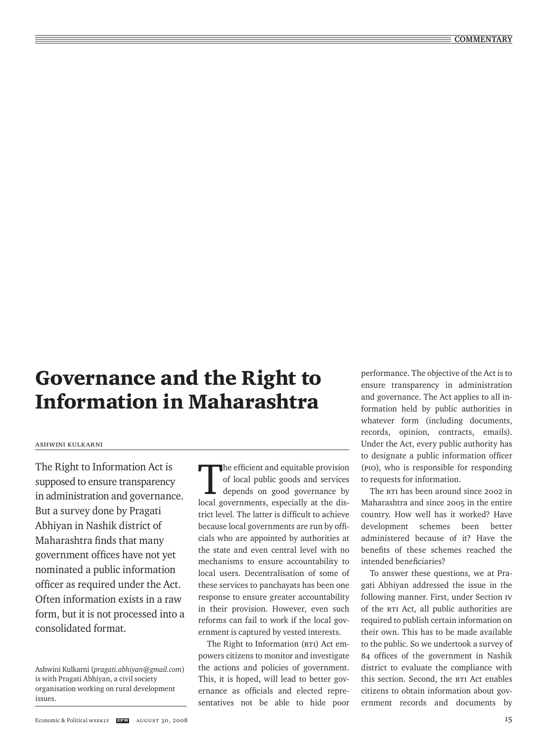# Governance and the Right to Information in Maharashtra

Ashwini Kulkarni

The Right to Information Act is supposed to ensure transparency in administration and governance. But a survey done by Pragati Abhiyan in Nashik district of Maharashtra finds that many government offices have not yet nominated a public information officer as required under the Act. Often information exists in a raw form, but it is not processed into a consolidated format.

Ashwini Kulkarni (*pragati.abhiyan@gmail.com*) is with Pragati Abhiyan, a civil society organisation working on rural development issues.

The efficient and equitable provision of local public goods and services depends on good governance by local governments, especially at the district level. The latter is difficult to achieve because local governments are run by officials who are appointed by authorities at the state and even central level with no mechanisms to ensure accountability to local users. Decentralisation of some of these services to panchayats has been one response to ensure greater accountability in their provision. However, even such reforms can fail to work if the local government is captured by vested interests.

The Right to Information (RTI) Act empowers citizens to monitor and investigate the actions and policies of government. This, it is hoped, will lead to better governance as officials and elected representatives not be able to hide poor performance. The objective of the Act is to ensure transparency in administration and governance. The Act applies to all information held by public authorities in whatever form (including documents, records, opinion, contracts, emails). Under the Act, every public authority has to designate a public information officer (PIO), who is responsible for responding to requests for information.

The RTI has been around since 2002 in Maharashtra and since 2005 in the entire country. How well has it worked? Have development schemes been better administered because of it? Have the benefits of these schemes reached the intended beneficiaries?

To answer these questions, we at Pragati Abhiyan addressed the issue in the following manner. First, under Section IV of the RTI Act, all public authorities are required to publish certain information on their own. This has to be made available to the public. So we undertook a survey of 84 offices of the government in Nashik district to evaluate the compliance with this section. Second, the RTI Act enables citizens to obtain information about government records and documents by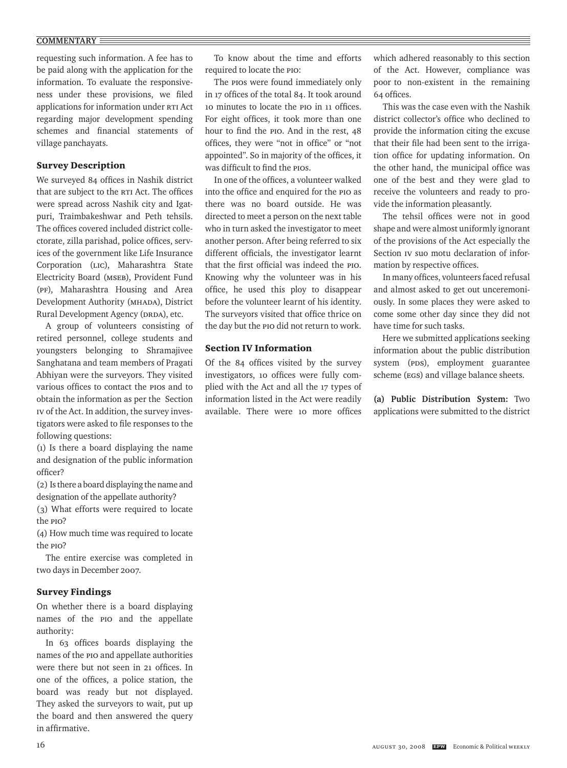requesting such information. A fee has to be paid along with the application for the information. To evaluate the responsiveness under these provisions, we filed applications for information under RTI Act regarding major development spending schemes and financial statements of village panchayats.

## Survey Description

We surveyed 84 offices in Nashik district that are subject to the RTI Act. The offices were spread across Nashik city and Igatpuri, Traimbakeshwar and Peth tehsils. The offices covered included district collectorate, zilla parishad, police offices, services of the government like Life Insurance Corporation (LIC), Maharashtra State Electricity Board (MSEB), Provident Fund (PF), Maharashtra Housing and Area Development Authority (MHADA), District Rural Development Agency (DRDA), etc.

A group of volunteers consisting of retired personnel, college students and youngsters belonging to Shramajivee Sanghatana and team members of Pragati Abhiyan were the surveyors. They visited various offices to contact the PIOs and to obtain the information as per the Section IV of the Act. In addition, the survey investigators were asked to file responses to the following questions:

(1) Is there a board displaying the name and designation of the public information officer?

(2) Is there a board displaying the name and designation of the appellate authority?

(3) What efforts were required to locate the PIO?

(4) How much time was required to locate the PIO?

The entire exercise was completed in two days in December 2007.

## Survey Findings

On whether there is a board displaying names of the PIO and the appellate authority:

In 63 offices boards displaying the names of the PIO and appellate authorities were there but not seen in 21 offices. In one of the offices, a police station, the board was ready but not displayed. They asked the surveyors to wait, put up the board and then answered the query in affirmative.

To know about the time and efforts required to locate the PIO:

The PIOs were found immediately only in 17 offices of the total 84. It took around 10 minutes to locate the PIO in 11 offices. For eight offices, it took more than one hour to find the PIO. And in the rest, 48 offices, they were "not in office" or "not appointed". So in majority of the offices, it was difficult to find the PIOs.

In one of the offices, a volunteer walked into the office and enquired for the PIO as there was no board outside. He was directed to meet a person on the next table who in turn asked the investigator to meet another person. After being referred to six different officials, the investigator learnt that the first official was indeed the PIO. Knowing why the volunteer was in his office, he used this ploy to disappear before the volunteer learnt of his identity. The surveyors visited that office thrice on the day but the PIO did not return to work.

## Section IV Information

Of the 84 offices visited by the survey investigators, 10 offices were fully complied with the Act and all the 17 types of information listed in the Act were readily available. There were 10 more offices which adhered reasonably to this section of the Act. However, compliance was poor to non-existent in the remaining 64 offices.

This was the case even with the Nashik district collector's office who declined to provide the information citing the excuse that their file had been sent to the irrigation office for updating information. On the other hand, the municipal office was one of the best and they were glad to receive the volunteers and ready to provide the information pleasantly.

The tehsil offices were not in good shape and were almost uniformly ignorant of the provisions of the Act especially the Section IV suo motu declaration of information by respective offices.

In many offices, volunteers faced refusal and almost asked to get out unceremoniously. In some places they were asked to come some other day since they did not have time for such tasks.

Here we submitted applications seeking information about the public distribution system (PDS), employment guarantee scheme (EGS) and village balance sheets.

**(a) Public Distribution System:** Two applications were submitted to the district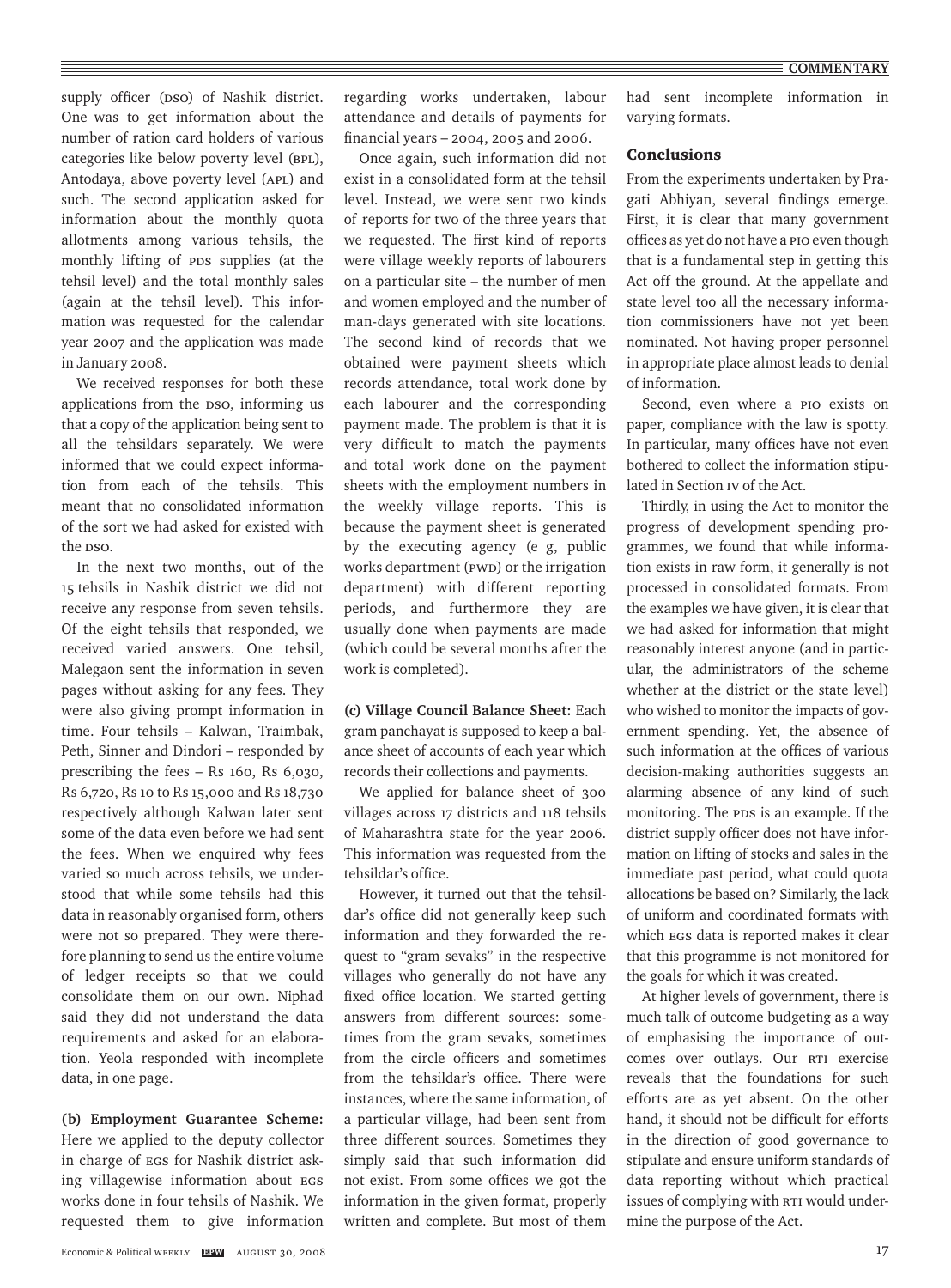supply officer (DSO) of Nashik district. One was to get information about the number of ration card holders of various categories like below poverty level (BPL), Antodaya, above poverty level (APL) and such. The second application asked for information about the monthly quota allotments among various tehsils, the monthly lifting of PDS supplies (at the tehsil level) and the total monthly sales (again at the tehsil level). This information was requested for the calendar year 2007 and the application was made in January 2008.

We received responses for both these applications from the DSO, informing us that a copy of the application being sent to all the tehsildars separately. We were informed that we could expect information from each of the tehsils. This meant that no consolidated information of the sort we had asked for existed with the DSO.

In the next two months, out of the 15 tehsils in Nashik district we did not receive any response from seven tehsils. Of the eight tehsils that responded, we received varied answers. One tehsil, Malegaon sent the information in seven pages without asking for any fees. They were also giving prompt information in time. Four tehsils – Kalwan, Traimbak, Peth, Sinner and Dindori – responded by prescribing the fees – Rs 160, Rs 6,030, Rs 6,720, Rs 10 to Rs 15,000 and Rs 18,730 respectively although Kalwan later sent some of the data even before we had sent the fees. When we enquired why fees varied so much across tehsils, we understood that while some tehsils had this data in reasonably organised form, others were not so prepared. They were therefore planning to send us the entire volume of ledger receipts so that we could consolidate them on our own. Niphad said they did not understand the data requirements and asked for an elaboration. Yeola responded with incomplete data, in one page.

**(b) Employment Guarantee Scheme:** Here we applied to the deputy collector in charge of EGS for Nashik district asking villagewise information about EGS works done in four tehsils of Nashik. We requested them to give information regarding works undertaken, labour attendance and details of payments for financial years – 2004, 2005 and 2006.

Once again, such information did not exist in a consolidated form at the tehsil level. Instead, we were sent two kinds of reports for two of the three years that we requested. The first kind of reports were village weekly reports of labourers on a particular site – the number of men and women employed and the number of man-days generated with site locations. The second kind of records that we obtained were payment sheets which records attendance, total work done by each labourer and the corresponding payment made. The problem is that it is very difficult to match the payments and total work done on the payment sheets with the employment numbers in the weekly village reports. This is because the payment sheet is generated by the executing agency (e g, public works department (PWD) or the irrigation department) with different reporting periods, and furthermore they are usually done when payments are made (which could be several months after the work is completed).

**(c) Village Council Balance Sheet:** Each gram panchayat is supposed to keep a balance sheet of accounts of each year which records their collections and payments.

We applied for balance sheet of 300 villages across 17 districts and 118 tehsils of Maharashtra state for the year 2006. This information was requested from the tehsildar's office.

However, it turned out that the tehsildar's office did not generally keep such information and they forwarded the request to "gram sevaks" in the respective villages who generally do not have any fixed office location. We started getting answers from different sources: sometimes from the gram sevaks, sometimes from the circle officers and sometimes from the tehsildar's office. There were instances, where the same information, of a particular village, had been sent from three different sources. Sometimes they simply said that such information did not exist. From some offices we got the information in the given format, properly written and complete. But most of them had sent incomplete information in varying formats.

### Conclusions

From the experiments undertaken by Pragati Abhiyan, several findings emerge. First, it is clear that many government offices as yet do not have a PIO even though that is a fundamental step in getting this Act off the ground. At the appellate and state level too all the necessary information commissioners have not yet been nominated. Not having proper personnel in appropriate place almost leads to denial of information.

Second, even where a PIO exists on paper, compliance with the law is spotty. In particular, many offices have not even bothered to collect the information stipulated in Section IV of the Act.

Thirdly, in using the Act to monitor the progress of development spending programmes, we found that while information exists in raw form, it generally is not processed in consolidated formats. From the examples we have given, it is clear that we had asked for information that might reasonably interest anyone (and in particular, the administrators of the scheme whether at the district or the state level) who wished to monitor the impacts of government spending. Yet, the absence of such information at the offices of various decision-making authorities suggests an alarming absence of any kind of such monitoring. The PDS is an example. If the district supply officer does not have information on lifting of stocks and sales in the immediate past period, what could quota allocations be based on? Similarly, the lack of uniform and coordinated formats with which EGS data is reported makes it clear that this programme is not monitored for the goals for which it was created.

At higher levels of government, there is much talk of outcome budgeting as a way of emphasising the importance of outcomes over outlays. Our RTI exercise reveals that the foundations for such efforts are as yet absent. On the other hand, it should not be difficult for efforts in the direction of good governance to stipulate and ensure uniform standards of data reporting without which practical issues of complying with RTI would undermine the purpose of the Act.